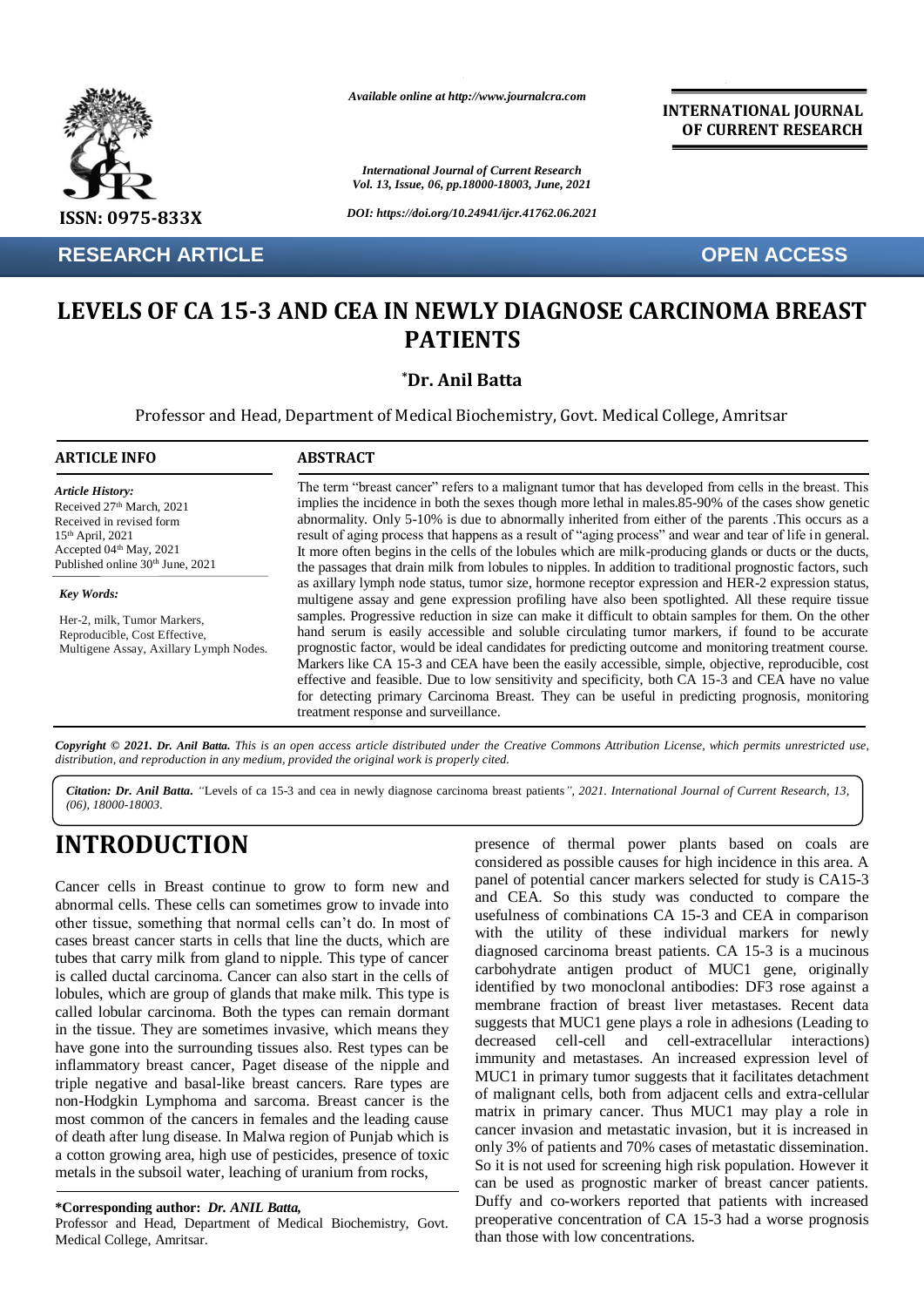Available online at http://www.journalcra.com

**INTERNATIONAL JOURNAL OF CURRENT RESEARCH**

ISSN: 0975-833X

DOI: https://doi.org/10.24941/ijcr.41762.06.2021

**RESEARCH ARTICLE** | **OPEN ACCESS**

# LEVELS OF CA 15-3 AND CEA IN NEWLY DIAGNOSE CARCINOMA BREAST PATIENTS

**\*Dr. Anil Batta**

Professor and Head, Department of Medical Biochemistry, Govt. Medical College, Amritsar

## ARTICLE INFO

*Article History:*
Received 27th March, 2021
Received in revised form 15th April, 2021
Accepted 04th May, 2021
Published online 30th June, 2021

*Key Words:*
Her-2, milk, Tumor Markers, Reproducible, Cost Effective, Multigene Assay, Axillary Lymph Nodes.

## ABSTRACT

The term "breast cancer" refers to a malignant tumor that has developed from cells in the breast. This implies the incidence in both the sexes though more lethal in males.85-90% of the cases show genetic abnormality. Only 5-10% is due to abnormally inherited from either of the parents .This occurs as a result of aging process that happens as a result of "aging process" and wear and tear of life in general. It more often begins in the cells of the lobules which are milk-producing glands or ducts or the ducts, the passages that drain milk from lobules to nipples. In addition to traditional prognostic factors, such as axillary lymph node status, tumor size, hormone receptor expression and HER-2 expression status, multigene assay and gene expression profiling have also been spotlighted. All these require tissue samples. Progressive reduction in size can make it difficult to obtain samples for them. On the other hand serum is easily accessible and soluble circulating tumor markers, if found to be accurate prognostic factor, would be ideal candidates for predicting outcome and monitoring treatment course. Markers like CA 15-3 and CEA have been the easily accessible, simple, objective, reproducible, cost effective and feasible. Due to low sensitivity and specificity, both CA 15-3 and CEA have no value for detecting primary Carcinoma Breast. They can be useful in predicting prognosis, monitoring treatment response and surveillance.

*Copyright © 2021. Dr. Anil Batta. This is an open access article distributed under the Creative Commons Attribution License, which permits unrestricted use, distribution, and reproduction in any medium, provided the original work is properly cited.*

***Citation: Dr. Anil Batta.*** *"*Levels of ca 15-3 and cea in newly diagnose carcinoma breast patients*", 2021. International Journal of Current Research, 13, (06), 18000-18003.*

# INTRODUCTION

Cancer cells in Breast continue to grow to form new and abnormal cells. These cells can sometimes grow to invade into other tissue, something that normal cells can't do. In most of cases breast cancer starts in cells that line the ducts, which are tubes that carry milk from gland to nipple. This type of cancer is called ductal carcinoma. Cancer can also start in the cells of lobules, which are group of glands that make milk. This type is called lobular carcinoma. Both the types can remain dormant in the tissue. They are sometimes invasive, which means they have gone into the surrounding tissues also. Rest types can be inflammatory breast cancer, Paget disease of the nipple and triple negative and basal-like breast cancers. Rare types are non-Hodgkin Lymphoma and sarcoma. Breast cancer is the most common of the cancers in females and the leading cause of death after lung disease. In Malwa region of Punjab which is a cotton growing area, high use of pesticides, presence of toxic metals in the subsoil water, leaching of uranium from rocks, presence of thermal power plants based on coals are considered as possible causes for high incidence in this area. A panel of potential cancer markers selected for study is CA15-3 and CEA. So this study was conducted to compare the usefulness of combinations CA 15-3 and CEA in comparison with the utility of these individual markers for newly diagnosed carcinoma breast patients. CA 15-3 is a mucinous carbohydrate antigen product of MUC1 gene, originally identified by two monoclonal antibodies: DF3 rose against a membrane fraction of breast liver metastases. Recent data suggests that MUC1 gene plays a role in adhesions (Leading to decreased cell-cell and cell-extracellular interactions) immunity and metastases. An increased expression level of MUC1 in primary tumor suggests that it facilitates detachment of malignant cells, both from adjacent cells and extra-cellular matrix in primary cancer. Thus MUC1 may play a role in cancer invasion and metastatic invasion, but it is increased in only 3% of patients and 70% cases of metastatic dissemination. So it is not used for screening high risk population. However it can be used as prognostic marker of breast cancer patients. Duffy and co-workers reported that patients with increased preoperative concentration of CA 15-3 had a worse prognosis than those with low concentrations.

**\*Corresponding author:** ***Dr. ANIL Batta,***
Professor and Head, Department of Medical Biochemistry, Govt. Medical College, Amritsar.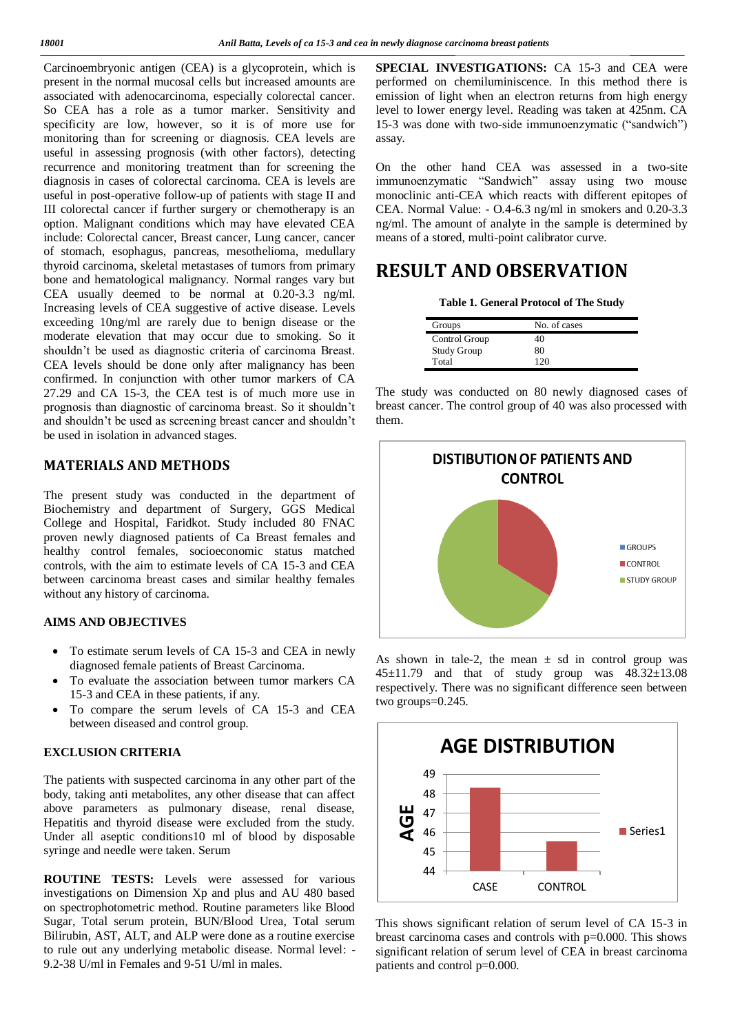Carcinoembryonic antigen (CEA) is a glycoprotein, which is present in the normal mucosal cells but increased amounts are associated with adenocarcinoma, especially colorectal cancer. So CEA has a role as a tumor marker. Sensitivity and specificity are low, however, so it is of more use for monitoring than for screening or diagnosis. CEA levels are useful in assessing prognosis (with other factors), detecting recurrence and monitoring treatment than for screening the diagnosis in cases of colorectal carcinoma. CEA is levels are useful in post-operative follow-up of patients with stage II and III colorectal cancer if further surgery or chemotherapy is an option. Malignant conditions which may have elevated CEA include: Colorectal cancer, Breast cancer, Lung cancer, cancer of stomach, esophagus, pancreas, mesothelioma, medullary thyroid carcinoma, skeletal metastases of tumors from primary bone and hematological malignancy. Normal ranges vary but CEA usually deemed to be normal at 0.20-3.3 ng/ml. Increasing levels of CEA suggestive of active disease. Levels exceeding 10ng/ml are rarely due to benign disease or the moderate elevation that may occur due to smoking. So it shouldn't be used as diagnostic criteria of carcinoma Breast. CEA levels should be done only after malignancy has been confirmed. In conjunction with other tumor markers of CA 27.29 and CA 15-3, the CEA test is of much more use in prognosis than diagnostic of carcinoma breast. So it shouldn't and shouldn't be used as screening breast cancer and shouldn't be used in isolation in advanced stages.

## MATERIALS AND METHODS

The present study was conducted in the department of Biochemistry and department of Surgery, GGS Medical College and Hospital, Faridkot. Study included 80 FNAC proven newly diagnosed patients of Ca Breast females and healthy control females, socioeconomic status matched controls, with the aim to estimate levels of CA 15-3 and CEA between carcinoma breast cases and similar healthy females without any history of carcinoma.

### AIMS AND OBJECTIVES

- To estimate serum levels of CA 15-3 and CEA in newly diagnosed female patients of Breast Carcinoma.
- To evaluate the association between tumor markers CA 15-3 and CEA in these patients, if any.
- To compare the serum levels of CA 15-3 and CEA between diseased and control group.

### EXCLUSION CRITERIA

The patients with suspected carcinoma in any other part of the body, taking anti metabolites, any other disease that can affect above parameters as pulmonary disease, renal disease, Hepatitis and thyroid disease were excluded from the study. Under all aseptic conditions10 ml of blood by disposable syringe and needle were taken. Serum

**ROUTINE TESTS:** Levels were assessed for various investigations on Dimension Xp and plus and AU 480 based on spectrophotometric method. Routine parameters like Blood Sugar, Total serum protein, BUN/Blood Urea, Total serum Bilirubin, AST, ALT, and ALP were done as a routine exercise to rule out any underlying metabolic disease. Normal level: - 9.2-38 U/ml in Females and 9-51 U/ml in males.

**SPECIAL INVESTIGATIONS:** CA 15-3 and CEA were performed on chemiluminiscence. In this method there is emission of light when an electron returns from high energy level to lower energy level. Reading was taken at 425nm. CA 15-3 was done with two-side immunoenzymatic ("sandwich") assay.

On the other hand CEA was assessed in a two-site immunoenzymatic "Sandwich" assay using two mouse monoclinic anti-CEA which reacts with different epitopes of CEA. Normal Value: - O.4-6.3 ng/ml in smokers and 0.20-3.3 ng/ml. The amount of analyte in the sample is determined by means of a stored, multi-point calibrator curve.

## RESULT AND OBSERVATION

**Table 1. General Protocol of The Study**

| Groups | No. of cases |
|---|---|
| Control Group | 40 |
| Study Group | 80 |
| Total | 120 |

The study was conducted on 80 newly diagnosed cases of breast cancer. The control group of 40 was also processed with them.

DISTIBUTION OF PATIENTS AND CONTROL

As shown in tale-2, the mean ± sd in control group was 45±11.79 and that of study group was 48.32±13.08 respectively. There was no significant difference seen between two groups=0.245.

AGE DISTRIBUTION

This shows significant relation of serum level of CA 15-3 in breast carcinoma cases and controls with p=0.000. This shows significant relation of serum level of CEA in breast carcinoma patients and control p=0.000.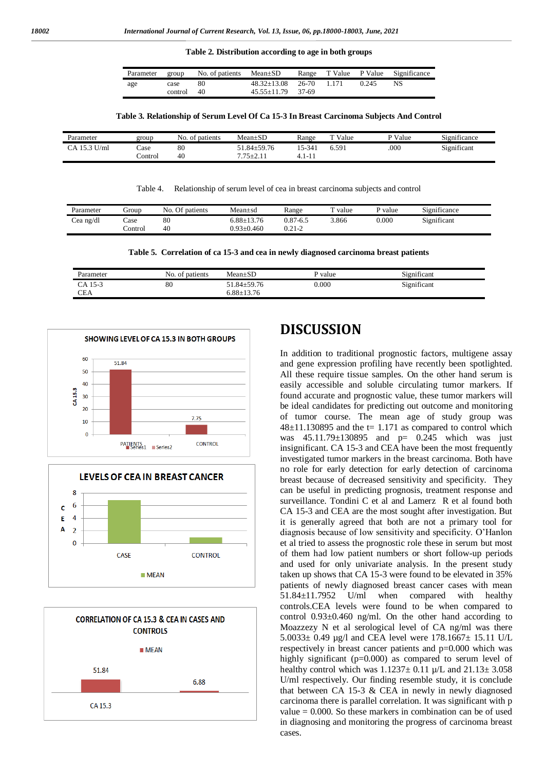**Table 2. Distribution according to age in both groups**

| Parameter | group | No. of patients | Mean±SD | Range | T Value | P Value | Significance |
|---|---|---|---|---|---|---|---|
| age | case | 80 | 48.32±13.08 | 26-70 | 1.171 | 0.245 | NS |
| | control | 40 | 45.55±11.79 | 37-69 | | | |

**Table 3. Relationship of Serum Level Of Ca 15-3 In Breast Carcinoma Subjects And Control**

| Parameter | group | No. of patients | Mean±SD | Range | T Value | P Value | Significance |
|---|---|---|---|---|---|---|---|
| CA 15.3 U/ml | Case | 80 | 51.84±59.76 | 15-341 | 6.591 | .000 | Significant |
| | Control | 40 | 7.75±2.11 | 4.1-11 | | | |

Table 4. Relationship of serum level of cea in breast carcinoma subjects and control

| Parameter | Group | No. Of patients | Mean±sd | Range | T value | P value | Significance |
|---|---|---|---|---|---|---|---|
| Cea ng/dl | Case | 80 | 6.88±13.76 | 0.87-6.5 | 3.866 | 0.000 | Significant |
| | Control | 40 | 0.93±0.460 | 0.21-2 | | | |

**Table 5. Correlation of ca 15-3 and cea in newly diagnosed carcinoma breast patients**

| Parameter | No. of patients | Mean±SD | P value | Significant |
|---|---|---|---|---|
| CA 15-3 | 80 | 51.84±59.76 | 0.000 | Significant |
| CEA | | 6.88±13.76 | | |

## DISCUSSION

In addition to traditional prognostic factors, multigene assay and gene expression profiling have recently been spotlighted. All these require tissue samples. On the other hand serum is easily accessible and soluble circulating tumor markers. If found accurate and prognostic value, these tumor markers will be ideal candidates for predicting out outcome and monitoring of tumor course. The mean age of study group was 48±11.130895 and the t= 1.171 as compared to control which was 45.11.79±130895 and p= 0.245 which was just insignificant. CA 15-3 and CEA have been the most frequently investigated tumor markers in the breast carcinoma. Both have no role for early detection for early detection of carcinoma breast because of decreased sensitivity and specificity. They can be useful in predicting prognosis, treatment response and surveillance. Tondini C et al and Lamerz R et al found both CA 15-3 and CEA are the most sought after investigation. But it is generally agreed that both are not a primary tool for diagnosis because of low sensitivity and specificity. O'Hanlon et al tried to assess the prognostic role these in serum but most of them had low patient numbers or short follow-up periods and used for only univariate analysis. In the present study taken up shows that CA 15-3 were found to be elevated in 35% patients of newly diagnosed breast cancer cases with mean 51.84±11.7952 U/ml when compared with healthy controls.CEA levels were found to be when compared to control 0.93±0.460 ng/ml. On the other hand according to Moazzezy N et al serological level of CA ng/ml was there 5.0033± 0.49 μg/l and CEA level were 178.1667± 15.11 U/L respectively in breast cancer patients and p=0.000 which was highly significant (p=0.000) as compared to serum level of healthy control which was 1.1237± 0.11 μ/L and 21.13± 3.058 U/ml respectively. Our finding resemble study, it is conclude that between CA 15-3 & CEA in newly in newly diagnosed carcinoma there is parallel correlation. It was significant with p value = 0.000. So these markers in combination can be of used in diagnosing and monitoring the progress of carcinoma breast cases.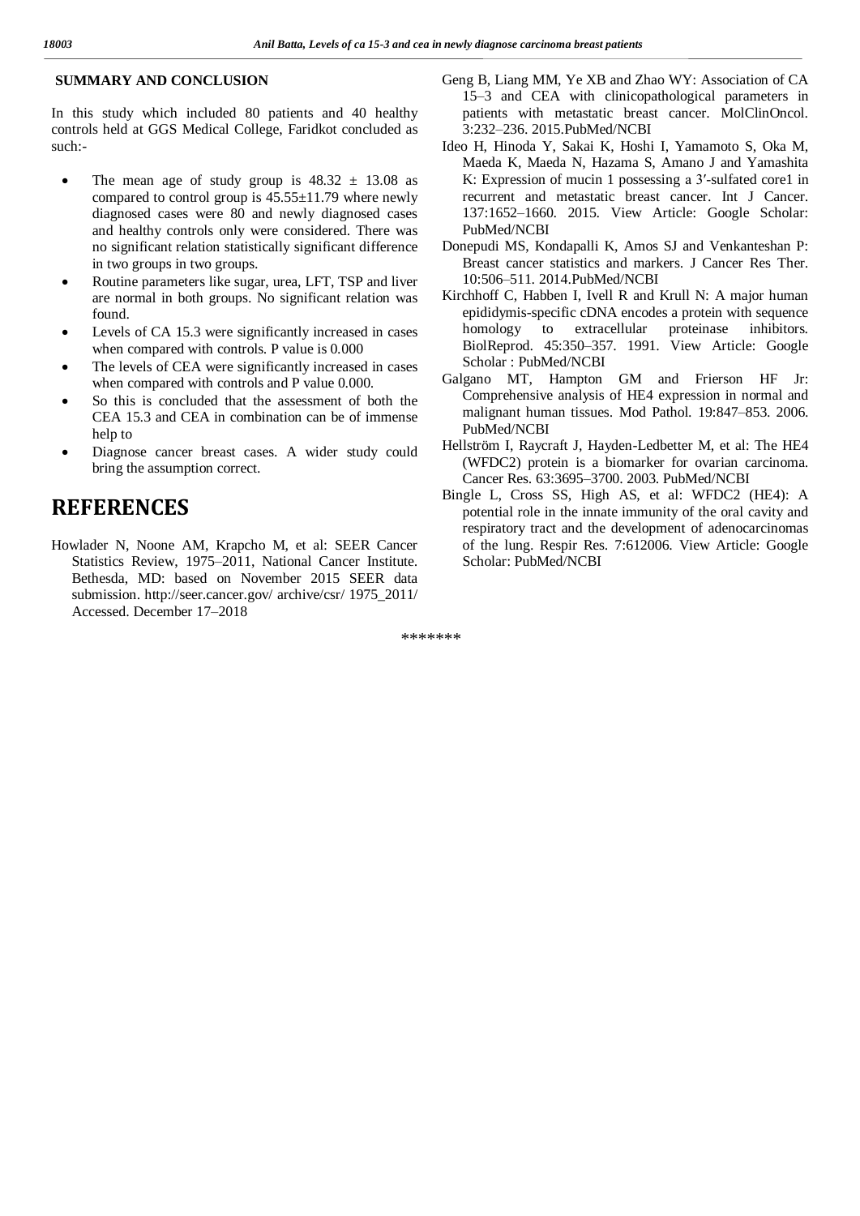## SUMMARY AND CONCLUSION

In this study which included 80 patients and 40 healthy controls held at GGS Medical College, Faridkot concluded as such:-

- The mean age of study group is 48.32 ± 13.08 as compared to control group is 45.55±11.79 where newly diagnosed cases were 80 and newly diagnosed cases and healthy controls only were considered. There was no significant relation statistically significant difference in two groups in two groups.
- Routine parameters like sugar, urea, LFT, TSP and liver are normal in both groups. No significant relation was found.
- Levels of CA 15.3 were significantly increased in cases when compared with controls. P value is 0.000
- The levels of CEA were significantly increased in cases when compared with controls and P value 0.000.
- So this is concluded that the assessment of both the CEA 15.3 and CEA in combination can be of immense help to
- Diagnose cancer breast cases. A wider study could bring the assumption correct.

# REFERENCES

Howlader N, Noone AM, Krapcho M, et al: SEER Cancer Statistics Review, 1975–2011, National Cancer Institute. Bethesda, MD: based on November 2015 SEER data submission. http://seer.cancer.gov/ archive/csr/ 1975_2011/ Accessed. December 17–2018

Geng B, Liang MM, Ye XB and Zhao WY: Association of CA 15–3 and CEA with clinicopathological parameters in patients with metastatic breast cancer. MolClinOncol. 3:232–236. 2015.PubMed/NCBI

Ideo H, Hinoda Y, Sakai K, Hoshi I, Yamamoto S, Oka M, Maeda K, Maeda N, Hazama S, Amano J and Yamashita K: Expression of mucin 1 possessing a 3′-sulfated core1 in recurrent and metastatic breast cancer. Int J Cancer. 137:1652–1660. 2015. View Article: Google Scholar: PubMed/NCBI

Donepudi MS, Kondapalli K, Amos SJ and Venkanteshan P: Breast cancer statistics and markers. J Cancer Res Ther. 10:506–511. 2014.PubMed/NCBI

Kirchhoff C, Habben I, Ivell R and Krull N: A major human epididymis-specific cDNA encodes a protein with sequence homology to extracellular proteinase inhibitors. BiolReprod. 45:350–357. 1991. View Article: Google Scholar : PubMed/NCBI

Galgano MT, Hampton GM and Frierson HF Jr: Comprehensive analysis of HE4 expression in normal and malignant human tissues. Mod Pathol. 19:847–853. 2006. PubMed/NCBI

Hellström I, Raycraft J, Hayden-Ledbetter M, et al: The HE4 (WFDC2) protein is a biomarker for ovarian carcinoma. Cancer Res. 63:3695–3700. 2003. PubMed/NCBI

Bingle L, Cross SS, High AS, et al: WFDC2 (HE4): A potential role in the innate immunity of the oral cavity and respiratory tract and the development of adenocarcinomas of the lung. Respir Res. 7:612006. View Article: Google Scholar: PubMed/NCBI

*******